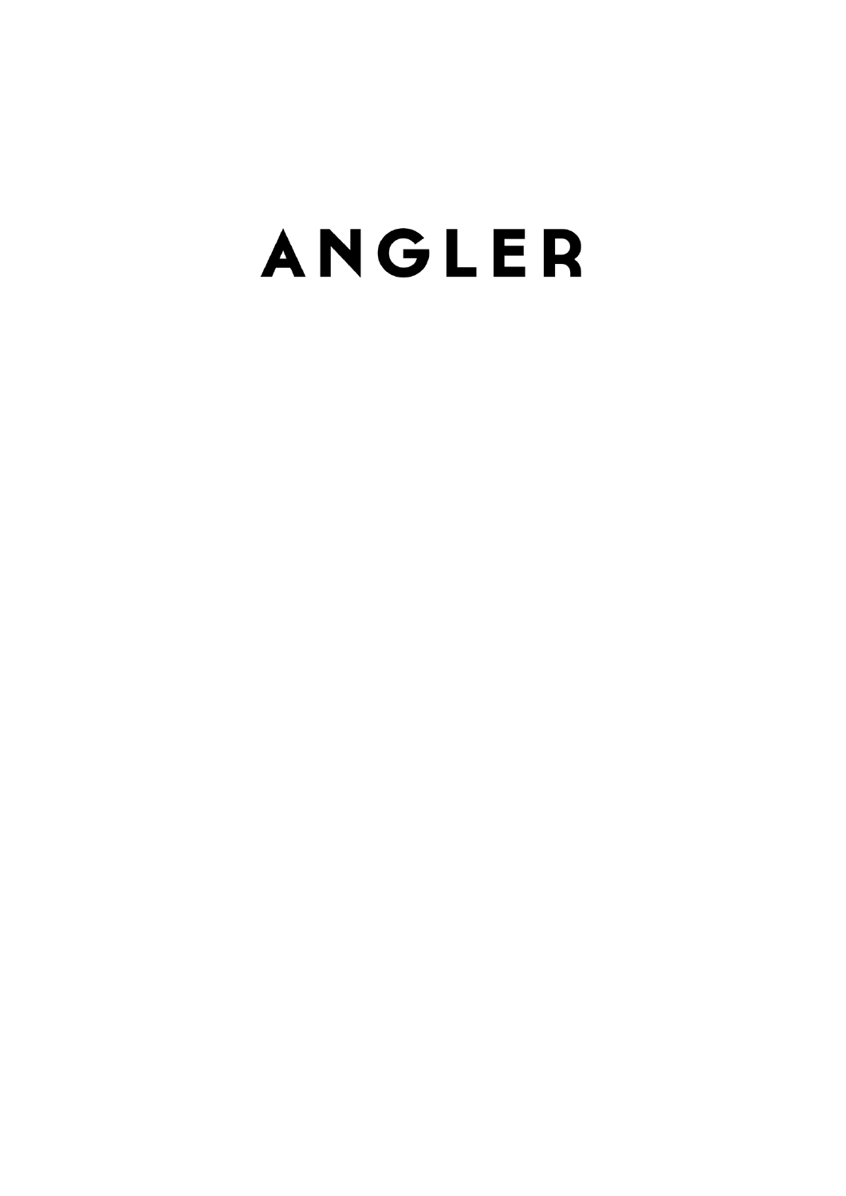# ANGLER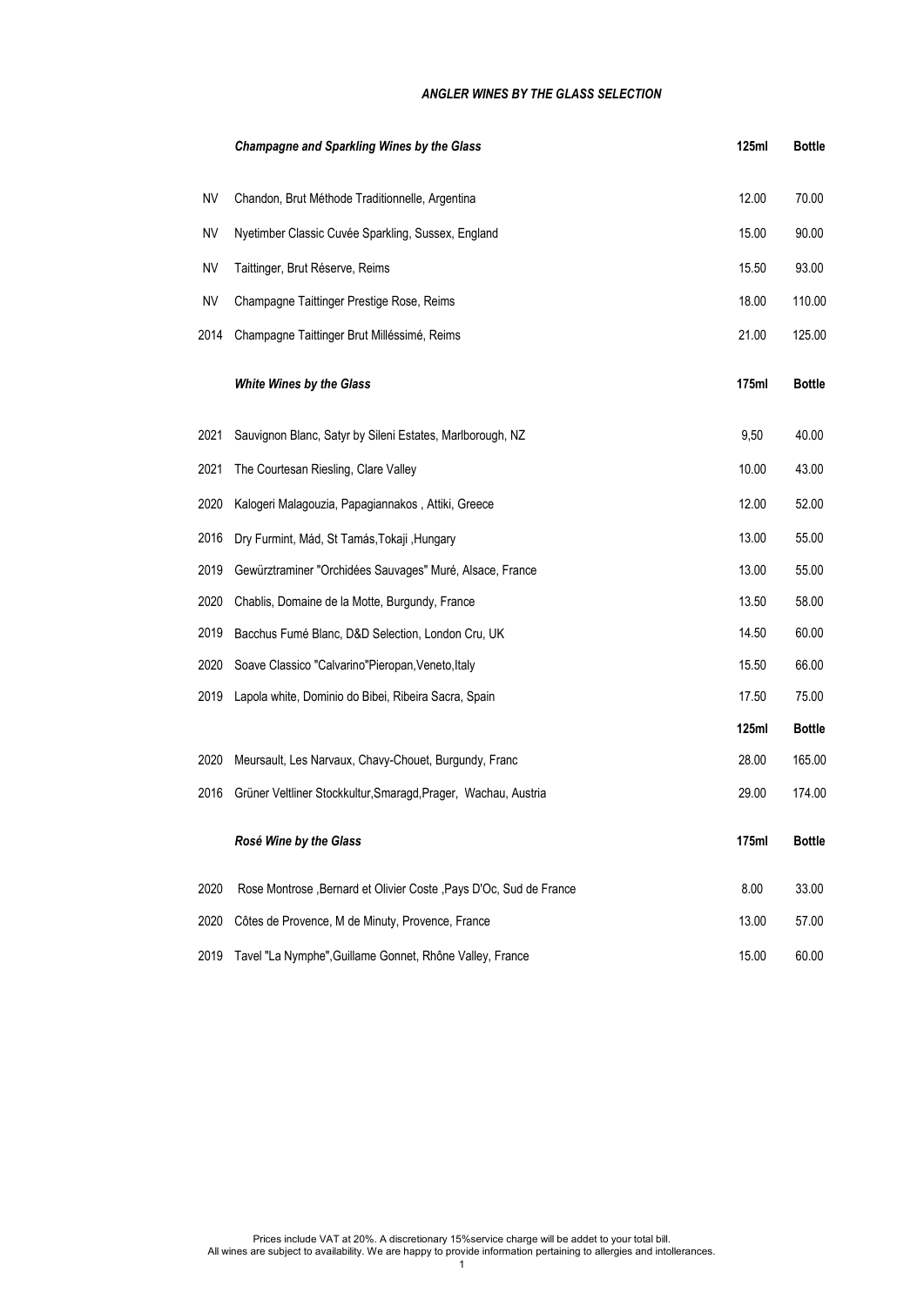### *ANGLER WINES BY THE GLASS SELECTION*

| | ***Champagne and Sparkling Wines by the Glass*** | **125ml** | **Bottle** |
|---|---|---|---|
| NV | Chandon, Brut Méthode Traditionnelle, Argentina | 12.00 | 70.00 |
| NV | Nyetimber Classic Cuvée Sparkling, Sussex, England | 15.00 | 90.00 |
| NV | Taittinger, Brut Réserve, Reims | 15.50 | 93.00 |
| NV | Champagne Taittinger Prestige Rose, Reims | 18.00 | 110.00 |
| 2014 | Champagne Taittinger Brut Milléssimé, Reims | 21.00 | 125.00 |
| | ***White Wines by the Glass*** | **175ml** | **Bottle** |
| 2021 | Sauvignon Blanc, Satyr by Sileni Estates, Marlborough, NZ | 9,50 | 40.00 |
| 2021 | The Courtesan Riesling, Clare Valley | 10.00 | 43.00 |
| 2020 | Kalogeri Malagouzia, Papagiannakos , Attiki, Greece | 12.00 | 52.00 |
| 2016 | Dry Furmint, Mád, St Tamás,Tokaji ,Hungary | 13.00 | 55.00 |
| 2019 | Gewürztraminer "Orchidées Sauvages" Muré, Alsace, France | 13.00 | 55.00 |
| 2020 | Chablis, Domaine de la Motte, Burgundy, France | 13.50 | 58.00 |
| 2019 | Bacchus Fumé Blanc, D&D Selection, London Cru, UK | 14.50 | 60.00 |
| 2020 | Soave Classico "Calvarino"Pieropan,Veneto,Italy | 15.50 | 66.00 |
| 2019 | Lapola white, Dominio do Bibei, Ribeira Sacra, Spain | 17.50 | 75.00 |
| | | **125ml** | **Bottle** |
| 2020 | Meursault, Les Narvaux, Chavy-Chouet, Burgundy, Franc | 28.00 | 165.00 |
| 2016 | Grüner Veltliner Stockkultur,Smaragd,Prager, Wachau, Austria | 29.00 | 174.00 |
| | ***Rosé Wine by the Glass*** | **175ml** | **Bottle** |
| 2020 | Rose Montrose ,Bernard et Olivier Coste ,Pays D'Oc, Sud de France | 8.00 | 33.00 |
| 2020 | Côtes de Provence, M de Minuty, Provence, France | 13.00 | 57.00 |
| 2019 | Tavel "La Nymphe",Guillame Gonnet, Rhône Valley, France | 15.00 | 60.00 |

Prices include VAT at 20%. A discretionary 15%service charge will be addet to your total bill.
All wines are subject to availability. We are happy to provide information pertaining to allergies and intollerances.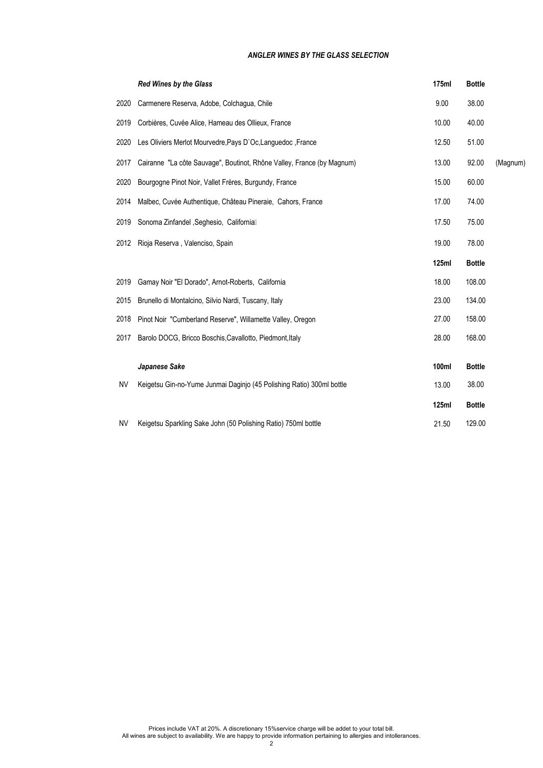# *ANGLER WINES BY THE GLASS SELECTION*

| | ***Red Wines by the Glass*** | **175ml** | **Bottle** | |
|---|---|---|---|---|
| 2020 | Carmenere Reserva, Adobe, Colchagua, Chile | 9.00 | 38.00 | |
| 2019 | Corbières, Cuvée Alice, Hameau des Ollieux, France | 10.00 | 40.00 | |
| 2020 | Les Oliviers Merlot Mourvedre,Pays D`Oc,Languedoc ,France | 12.50 | 51.00 | |
| 2017 | Cairanne "La côte Sauvage", Boutinot, Rhône Valley, France (by Magnum) | 13.00 | 92.00 | (Magnum) |
| 2020 | Bourgogne Pinot Noir, Vallet Frères, Burgundy, France | 15.00 | 60.00 | |
| 2014 | Malbec, Cuvée Authentique, Château Pineraie, Cahors, France | 17.00 | 74.00 | |
| 2019 | Sonoma Zinfandel ,Seghesio, California | 17.50 | 75.00 | |
| 2012 | Rioja Reserva , Valenciso, Spain | 19.00 | 78.00 | |
| | | **125ml** | **Bottle** | |
| 2019 | Gamay Noir "El Dorado", Arnot-Roberts, California | 18.00 | 108.00 | |
| 2015 | Brunello di Montalcino, Silvio Nardi, Tuscany, Italy | 23.00 | 134.00 | |
| 2018 | Pinot Noir "Cumberland Reserve", Willamette Valley, Oregon | 27.00 | 158.00 | |
| 2017 | Barolo DOCG, Bricco Boschis,Cavallotto, Piedmont,Italy | 28.00 | 168.00 | |

| | ***Japanese Sake*** | **100ml** | **Bottle** |
|---|---|---|---|
| NV | Keigetsu Gin-no-Yume Junmai Daginjo (45 Polishing Ratio) 300ml bottle | 13.00 | 38.00 |
| | | **125ml** | **Bottle** |
| NV | Keigetsu Sparkling Sake John (50 Polishing Ratio) 750ml bottle | 21.50 | 129.00 |

Prices include VAT at 20%. A discretionary 15%service charge will be addet to your total bill.
All wines are subject to availability. We are happy to provide information pertaining to allergies and intollerances.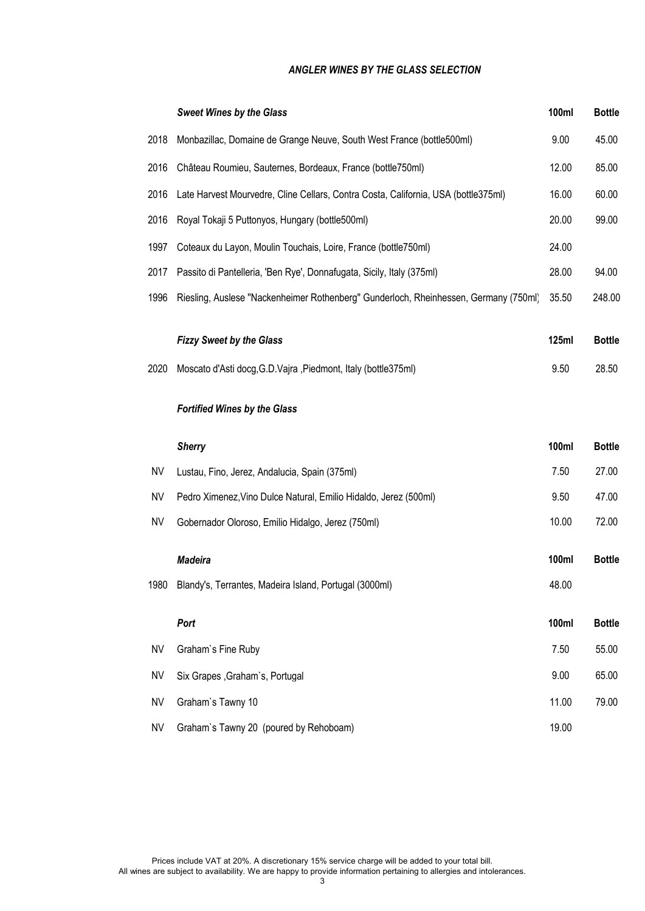### *ANGLER WINES BY THE GLASS SELECTION*

| | ***Sweet Wines by the Glass*** | **100ml** | **Bottle** |
|---|---|---|---|
| 2018 | Monbazillac, Domaine de Grange Neuve, South West France (bottle500ml) | 9.00 | 45.00 |
| 2016 | Château Roumieu, Sauternes, Bordeaux, France (bottle750ml) | 12.00 | 85.00 |
| 2016 | Late Harvest Mourvedre, Cline Cellars, Contra Costa, California, USA (bottle375ml) | 16.00 | 60.00 |
| 2016 | Royal Tokaji 5 Puttonyos, Hungary (bottle500ml) | 20.00 | 99.00 |
| 1997 | Coteaux du Layon, Moulin Touchais, Loire, France (bottle750ml) | 24.00 | |
| 2017 | Passito di Pantelleria, 'Ben Rye', Donnafugata, Sicily, Italy (375ml) | 28.00 | 94.00 |
| 1996 | Riesling, Auslese "Nackenheimer Rothenberg" Gunderloch, Rheinhessen, Germany (750ml) | 35.50 | 248.00 |

| | ***Fizzy Sweet by the Glass*** | **125ml** | **Bottle** |
|---|---|---|---|
| 2020 | Moscato d'Asti docg,G.D.Vajra ,Piedmont, Italy (bottle375ml) | 9.50 | 28.50 |

***Fortified Wines by the Glass***

| | ***Sherry*** | **100ml** | **Bottle** |
|---|---|---|---|
| NV | Lustau, Fino, Jerez, Andalucia, Spain (375ml) | 7.50 | 27.00 |
| NV | Pedro Ximenez,Vino Dulce Natural, Emilio Hidaldo, Jerez (500ml) | 9.50 | 47.00 |
| NV | Gobernador Oloroso, Emilio Hidalgo, Jerez (750ml) | 10.00 | 72.00 |

| | ***Madeira*** | **100ml** | **Bottle** |
|---|---|---|---|
| 1980 | Blandy's, Terrantes, Madeira Island, Portugal (3000ml) | 48.00 | |

| | ***Port*** | **100ml** | **Bottle** |
|---|---|---|---|
| NV | Graham`s Fine Ruby | 7.50 | 55.00 |
| NV | Six Grapes ,Graham`s, Portugal | 9.00 | 65.00 |
| NV | Graham`s Tawny 10 | 11.00 | 79.00 |
| NV | Graham`s Tawny 20 (poured by Rehoboam) | 19.00 | |

Prices include VAT at 20%. A discretionary 15% service charge will be added to your total bill.
All wines are subject to availability. We are happy to provide information pertaining to allergies and intolerances.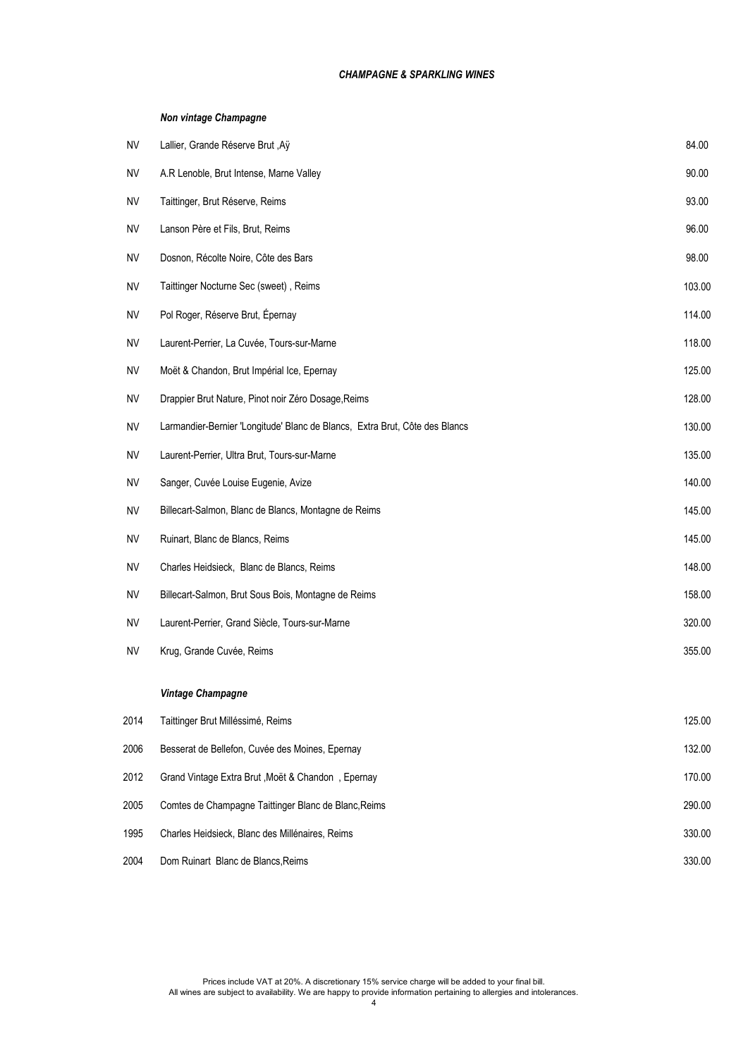## *CHAMPAGNE & SPARKLING WINES*

### *Non vintage Champagne*

| | | |
|---|---|---|
| NV | Lallier, Grande Réserve Brut ,Aÿ | 84.00 |
| NV | A.R Lenoble, Brut Intense, Marne Valley | 90.00 |
| NV | Taittinger, Brut Réserve, Reims | 93.00 |
| NV | Lanson Père et Fils, Brut, Reims | 96.00 |
| NV | Dosnon, Récolte Noire, Côte des Bars | 98.00 |
| NV | Taittinger Nocturne Sec (sweet) , Reims | 103.00 |
| NV | Pol Roger, Réserve Brut, Épernay | 114.00 |
| NV | Laurent-Perrier, La Cuvée, Tours-sur-Marne | 118.00 |
| NV | Moët & Chandon, Brut Impérial Ice, Epernay | 125.00 |
| NV | Drappier Brut Nature, Pinot noir Zéro Dosage,Reims | 128.00 |
| NV | Larmandier-Bernier 'Longitude' Blanc de Blancs, Extra Brut, Côte des Blancs | 130.00 |
| NV | Laurent-Perrier, Ultra Brut, Tours-sur-Marne | 135.00 |
| NV | Sanger, Cuvée Louise Eugenie, Avize | 140.00 |
| NV | Billecart-Salmon, Blanc de Blancs, Montagne de Reims | 145.00 |
| NV | Ruinart, Blanc de Blancs, Reims | 145.00 |
| NV | Charles Heidsieck, Blanc de Blancs, Reims | 148.00 |
| NV | Billecart-Salmon, Brut Sous Bois, Montagne de Reims | 158.00 |
| NV | Laurent-Perrier, Grand Siècle, Tours-sur-Marne | 320.00 |
| NV | Krug, Grande Cuvée, Reims | 355.00 |

### *Vintage Champagne*

| | | |
|---|---|---|
| 2014 | Taittinger Brut Milléssimé, Reims | 125.00 |
| 2006 | Besserat de Bellefon, Cuvée des Moines, Epernay | 132.00 |
| 2012 | Grand Vintage Extra Brut ,Moët & Chandon , Epernay | 170.00 |
| 2005 | Comtes de Champagne Taittinger Blanc de Blanc,Reims | 290.00 |
| 1995 | Charles Heidsieck, Blanc des Millénaires, Reims | 330.00 |
| 2004 | Dom Ruinart Blanc de Blancs,Reims | 330.00 |

Prices include VAT at 20%. A discretionary 15% service charge will be added to your final bill.
All wines are subject to availability. We are happy to provide information pertaining to allergies and intolerances.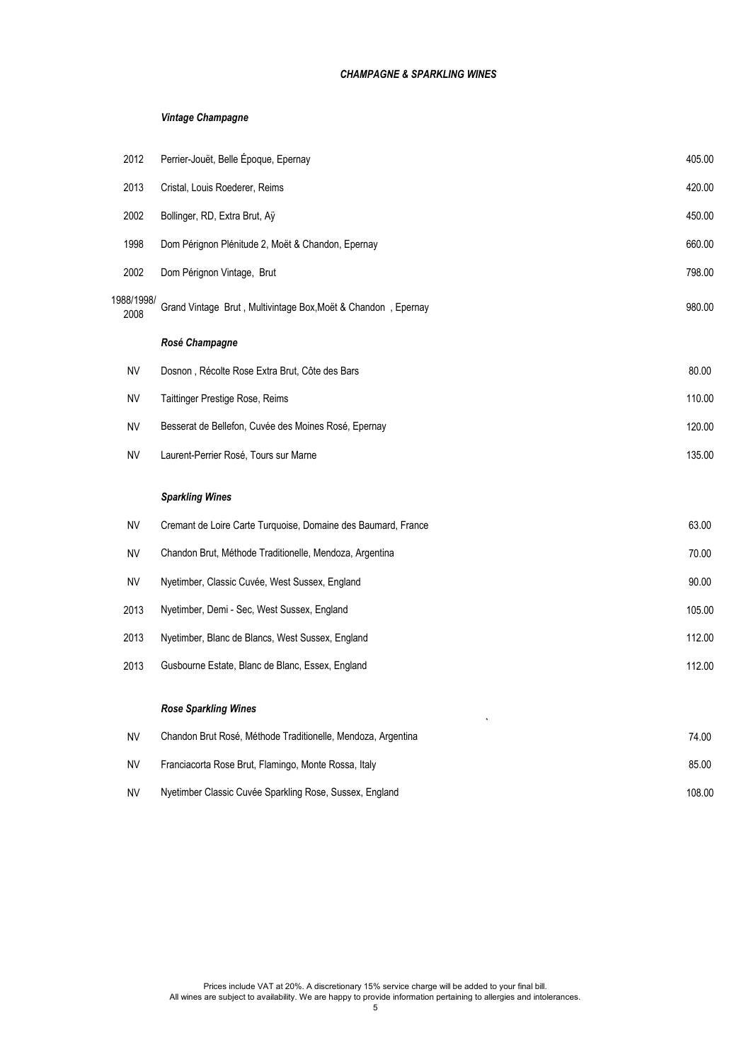## *CHAMPAGNE & SPARKLING WINES*

### *Vintage Champagne*

| | | |
|---|---|---|
| 2012 | Perrier-Jouët, Belle Époque, Epernay | 405.00 |
| 2013 | Cristal, Louis Roederer, Reims | 420.00 |
| 2002 | Bollinger, RD, Extra Brut, Aÿ | 450.00 |
| 1998 | Dom Pérignon Plénitude 2, Moët & Chandon, Epernay | 660.00 |
| 2002 | Dom Pérignon Vintage, Brut | 798.00 |
| 1988/1998/2008 | Grand Vintage Brut , Multivintage Box,Moët & Chandon , Epernay | 980.00 |

### *Rosé Champagne*

| | | |
|---|---|---|
| NV | Dosnon , Récolte Rose Extra Brut, Côte des Bars | 80.00 |
| NV | Taittinger Prestige Rose, Reims | 110.00 |
| NV | Besserat de Bellefon, Cuvée des Moines Rosé, Epernay | 120.00 |
| NV | Laurent-Perrier Rosé, Tours sur Marne | 135.00 |

### *Sparkling Wines*

| | | |
|---|---|---|
| NV | Cremant de Loire Carte Turquoise, Domaine des Baumard, France | 63.00 |
| NV | Chandon Brut, Méthode Traditionelle, Mendoza, Argentina | 70.00 |
| NV | Nyetimber, Classic Cuvée, West Sussex, England | 90.00 |
| 2013 | Nyetimber, Demi - Sec, West Sussex, England | 105.00 |
| 2013 | Nyetimber, Blanc de Blancs, West Sussex, England | 112.00 |
| 2013 | Gusbourne Estate, Blanc de Blanc, Essex, England | 112.00 |

### *Rose Sparkling Wines*

| | | |
|---|---|---|
| NV | Chandon Brut Rosé, Méthode Traditionelle, Mendoza, Argentina | 74.00 |
| NV | Franciacorta Rose Brut, Flamingo, Monte Rossa, Italy | 85.00 |
| NV | Nyetimber Classic Cuvée Sparkling Rose, Sussex, England | 108.00 |

Prices include VAT at 20%. A discretionary 15% service charge will be added to your final bill.
All wines are subject to availability. We are happy to provide information pertaining to allergies and intolerances.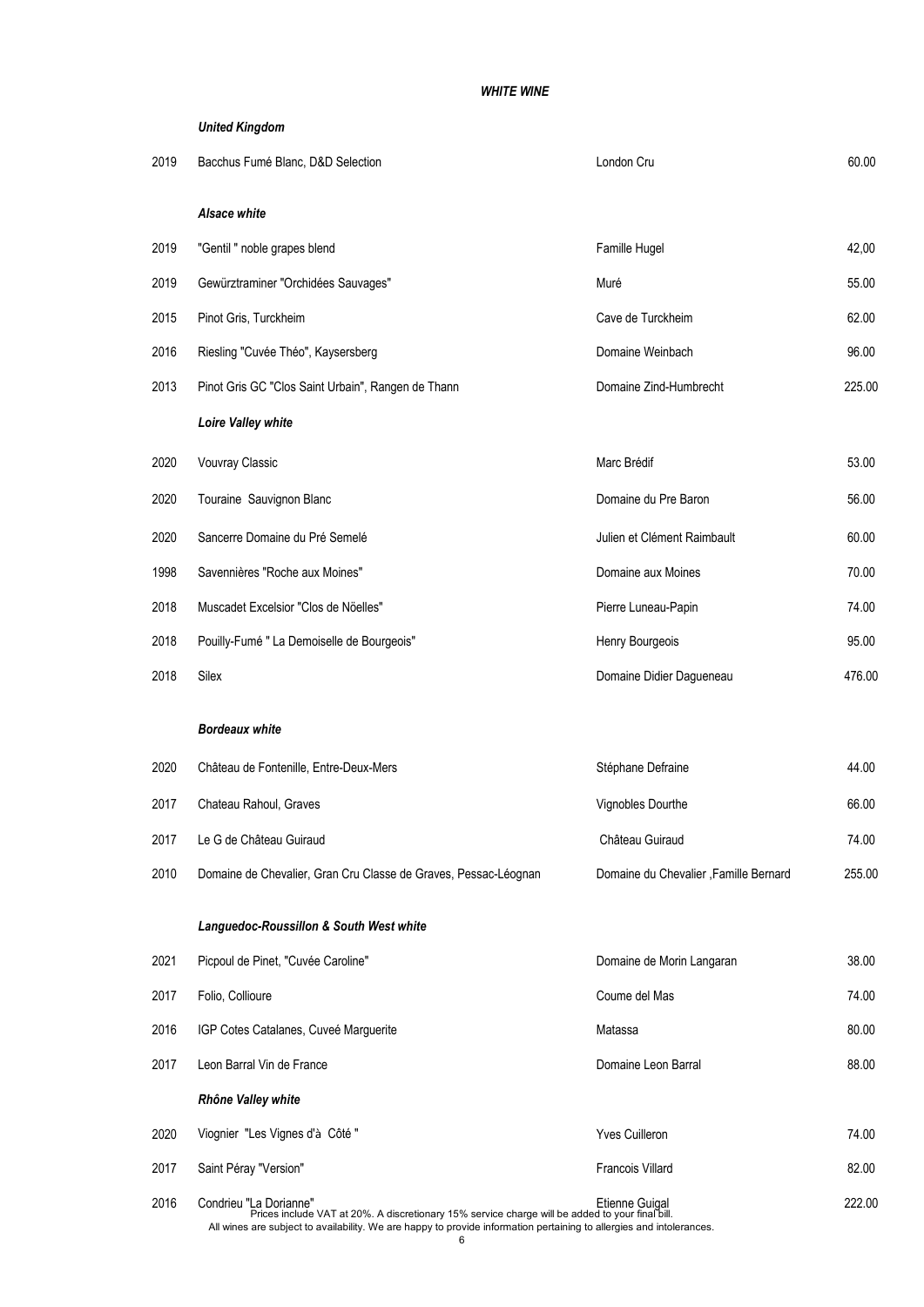# *WHITE WINE*

## *United Kingdom*

| | | | |
|---|---|---|---|
| 2019 | Bacchus Fumé Blanc, D&D Selection | London Cru | 60.00 |

## *Alsace white*

| | | | |
|---|---|---|---|
| 2019 | "Gentil " noble grapes blend | Famille Hugel | 42,00 |
| 2019 | Gewürztraminer "Orchidées Sauvages" | Muré | 55.00 |
| 2015 | Pinot Gris, Turckheim | Cave de Turckheim | 62.00 |
| 2016 | Riesling "Cuvée Théo", Kaysersberg | Domaine Weinbach | 96.00 |
| 2013 | Pinot Gris GC "Clos Saint Urbain", Rangen de Thann | Domaine Zind-Humbrecht | 225.00 |

## *Loire Valley white*

| | | | |
|---|---|---|---|
| 2020 | Vouvray Classic | Marc Brédif | 53.00 |
| 2020 | Touraine Sauvignon Blanc | Domaine du Pre Baron | 56.00 |
| 2020 | Sancerre Domaine du Pré Semelé | Julien et Clément Raimbault | 60.00 |
| 1998 | Savennières "Roche aux Moines" | Domaine aux Moines | 70.00 |
| 2018 | Muscadet Excelsior "Clos de Nöelles" | Pierre Luneau-Papin | 74.00 |
| 2018 | Pouilly-Fumé " La Demoiselle de Bourgeois" | Henry Bourgeois | 95.00 |
| 2018 | Silex | Domaine Didier Dagueneau | 476.00 |

## *Bordeaux white*

| | | | |
|---|---|---|---|
| 2020 | Château de Fontenille, Entre-Deux-Mers | Stéphane Defraine | 44.00 |
| 2017 | Chateau Rahoul, Graves | Vignobles Dourthe | 66.00 |
| 2017 | Le G de Château Guiraud | Château Guiraud | 74.00 |
| 2010 | Domaine de Chevalier, Gran Cru Classe de Graves, Pessac-Léognan | Domaine du Chevalier ,Famille Bernard | 255.00 |

## *Languedoc-Roussillon & South West white*

| | | | |
|---|---|---|---|
| 2021 | Picpoul de Pinet, "Cuvée Caroline" | Domaine de Morin Langaran | 38.00 |
| 2017 | Folio, Collioure | Coume del Mas | 74.00 |
| 2016 | IGP Cotes Catalanes, Cuveé Marguerite | Matassa | 80.00 |
| 2017 | Leon Barral Vin de France | Domaine Leon Barral | 88.00 |

## *Rhône Valley white*

| | | | |
|---|---|---|---|
| 2020 | Viognier "Les Vignes d'à Côté " | Yves Cuilleron | 74.00 |
| 2017 | Saint Péray "Version" | Francois Villard | 82.00 |
| 2016 | Condrieu "La Dorianne" | Etienne Guigal | 222.00 |

Prices include VAT at 20%. A discretionary 15% service charge will be added to your final bill.
All wines are subject to availability. We are happy to provide information pertaining to allergies and intolerances.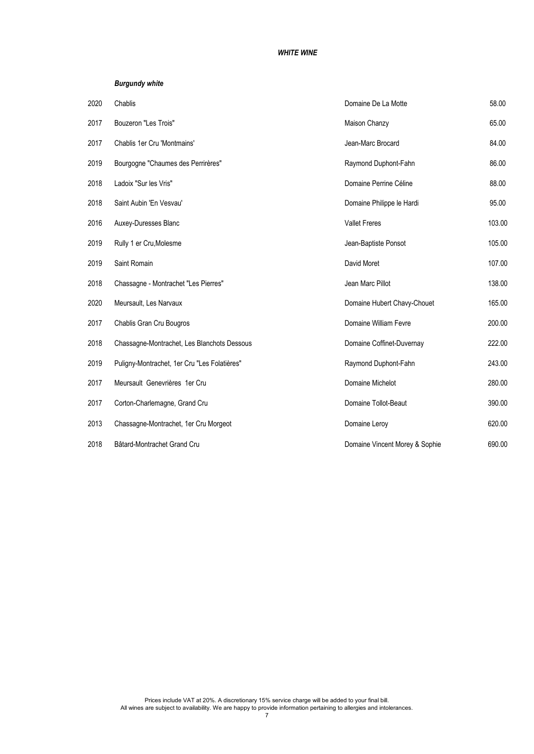## *WHITE WINE*

### *Burgundy white*

| | | | |
|---|---|---|---|
| 2020 | Chablis | Domaine De La Motte | 58.00 |
| 2017 | Bouzeron "Les Trois" | Maison Chanzy | 65.00 |
| 2017 | Chablis 1er Cru 'Montmains' | Jean-Marc Brocard | 84.00 |
| 2019 | Bourgogne "Chaumes des Perrirères" | Raymond Duphont-Fahn | 86.00 |
| 2018 | Ladoix "Sur les Vris" | Domaine Perrine Céline | 88.00 |
| 2018 | Saint Aubin 'En Vesvau' | Domaine Philippe le Hardi | 95.00 |
| 2016 | Auxey-Duresses Blanc | Vallet Freres | 103.00 |
| 2019 | Rully 1 er Cru,Molesme | Jean-Baptiste Ponsot | 105.00 |
| 2019 | Saint Romain | David Moret | 107.00 |
| 2018 | Chassagne - Montrachet "Les Pierres" | Jean Marc Pillot | 138.00 |
| 2020 | Meursault, Les Narvaux | Domaine Hubert Chavy-Chouet | 165.00 |
| 2017 | Chablis Gran Cru Bougros | Domaine William Fevre | 200.00 |
| 2018 | Chassagne-Montrachet, Les Blanchots Dessous | Domaine Coffinet-Duvernay | 222.00 |
| 2019 | Puligny-Montrachet, 1er Cru "Les Folatières" | Raymond Duphont-Fahn | 243.00 |
| 2017 | Meursault Genevrières 1er Cru | Domaine Michelot | 280.00 |
| 2017 | Corton-Charlemagne, Grand Cru | Domaine Tollot-Beaut | 390.00 |
| 2013 | Chassagne-Montrachet, 1er Cru Morgeot | Domaine Leroy | 620.00 |
| 2018 | Bâtard-Montrachet Grand Cru | Domaine Vincent Morey & Sophie | 690.00 |

Prices include VAT at 20%. A discretionary 15% service charge will be added to your final bill.
All wines are subject to availability. We are happy to provide information pertaining to allergies and intolerances.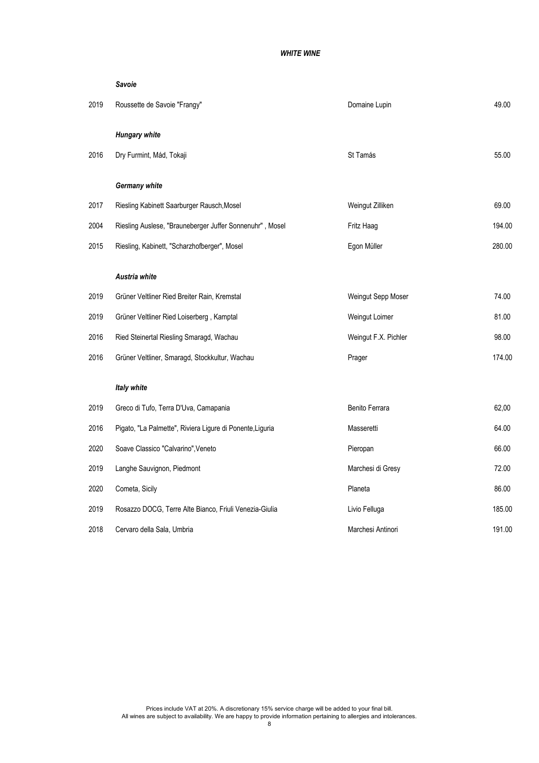***WHITE WINE***

***Savoie***

| | | | |
|---|---|---|---|
| 2019 | Roussette de Savoie "Frangy" | Domaine Lupin | 49.00 |

***Hungary white***

| | | | |
|---|---|---|---|
| 2016 | Dry Furmint, Mád, Tokaji | St Tamás | 55.00 |

***Germany white***

| | | | |
|---|---|---|---|
| 2017 | Riesling Kabinett Saarburger Rausch,Mosel | Weingut Zilliken | 69.00 |
| 2004 | Riesling Auslese, "Brauneberger Juffer Sonnenuhr" , Mosel | Fritz Haag | 194.00 |
| 2015 | Riesling, Kabinett, "Scharzhofberger", Mosel | Egon Müller | 280.00 |

***Austria white***

| | | | |
|---|---|---|---|
| 2019 | Grüner Veltliner Ried Breiter Rain, Kremstal | Weingut Sepp Moser | 74.00 |
| 2019 | Grüner Veltliner Ried Loiserberg , Kamptal | Weingut Loimer | 81.00 |
| 2016 | Ried Steinertal Riesling Smaragd, Wachau | Weingut F.X. Pichler | 98.00 |
| 2016 | Grüner Veltliner, Smaragd, Stockkultur, Wachau | Prager | 174.00 |

***Italy white***

| | | | |
|---|---|---|---|
| 2019 | Greco di Tufo, Terra D'Uva, Camapania | Benito Ferrara | 62,00 |
| 2016 | Pigato, "La Palmette", Riviera Ligure di Ponente,Liguria | Masseretti | 64.00 |
| 2020 | Soave Classico "Calvarino",Veneto | Pieropan | 66.00 |
| 2019 | Langhe Sauvignon, Piedmont | Marchesi di Gresy | 72.00 |
| 2020 | Cometa, Sicily | Planeta | 86.00 |
| 2019 | Rosazzo DOCG, Terre Alte Bianco, Friuli Venezia-Giulia | Livio Felluga | 185.00 |
| 2018 | Cervaro della Sala, Umbria | Marchesi Antinori | 191.00 |

Prices include VAT at 20%. A discretionary 15% service charge will be added to your final bill.
All wines are subject to availability. We are happy to provide information pertaining to allergies and intolerances.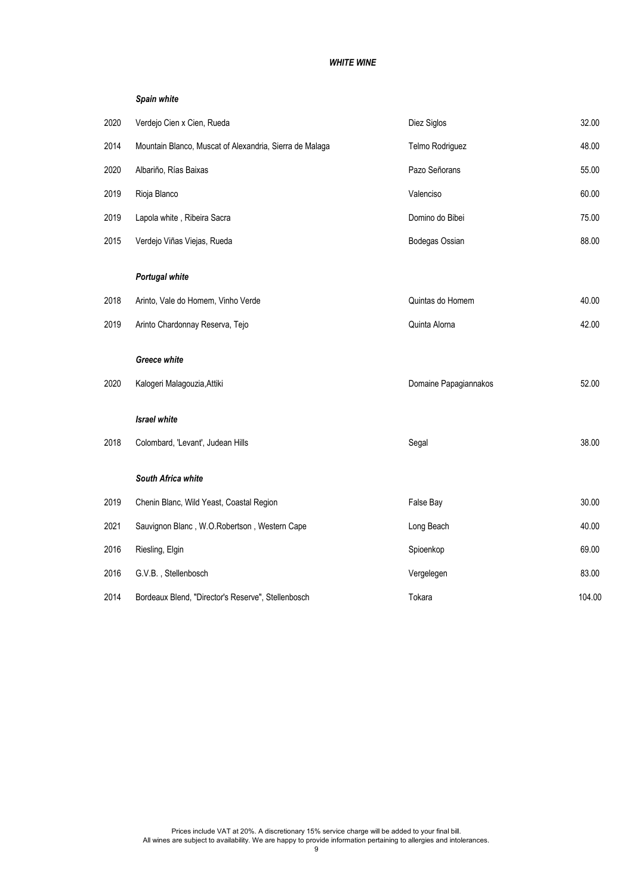## *WHITE WINE*

### *Spain white*

| | | | |
|---|---|---|---|
| 2020 | Verdejo Cien x Cien, Rueda | Diez Siglos | 32.00 |
| 2014 | Mountain Blanco, Muscat of Alexandria, Sierra de Malaga | Telmo Rodriguez | 48.00 |
| 2020 | Albariño, Rías Baixas | Pazo Señorans | 55.00 |
| 2019 | Rioja Blanco | Valenciso | 60.00 |
| 2019 | Lapola white , Ribeira Sacra | Domino do Bibei | 75.00 |
| 2015 | Verdejo Viñas Viejas, Rueda | Bodegas Ossian | 88.00 |

### *Portugal white*

| | | | |
|---|---|---|---|
| 2018 | Arinto, Vale do Homem, Vinho Verde | Quintas do Homem | 40.00 |
| 2019 | Arinto Chardonnay Reserva, Tejo | Quinta Alorna | 42.00 |

### *Greece white*

| | | | |
|---|---|---|---|
| 2020 | Kalogeri Malagouzia,Attiki | Domaine Papagiannakos | 52.00 |

### *Israel white*

| | | | |
|---|---|---|---|
| 2018 | Colombard, 'Levant', Judean Hills | Segal | 38.00 |

### *South Africa white*

| | | | |
|---|---|---|---|
| 2019 | Chenin Blanc, Wild Yeast, Coastal Region | False Bay | 30.00 |
| 2021 | Sauvignon Blanc , W.O.Robertson , Western Cape | Long Beach | 40.00 |
| 2016 | Riesling, Elgin | Spioenkop | 69.00 |
| 2016 | G.V.B. , Stellenbosch | Vergelegen | 83.00 |
| 2014 | Bordeaux Blend, "Director's Reserve", Stellenbosch | Tokara | 104.00 |

Prices include VAT at 20%. A discretionary 15% service charge will be added to your final bill.
All wines are subject to availability. We are happy to provide information pertaining to allergies and intolerances.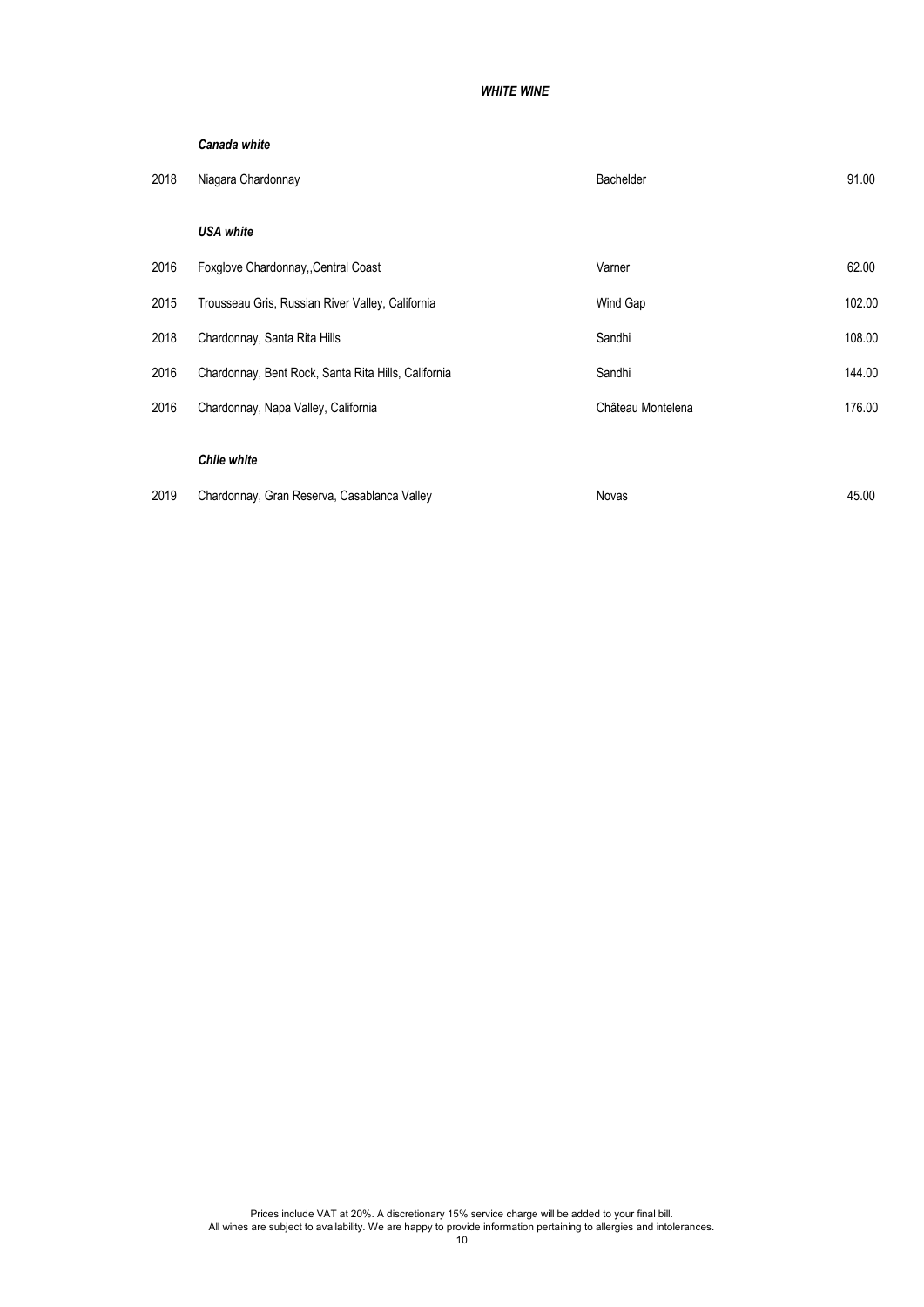***WHITE WINE***

***Canada white***

| | | | |
|---|---|---|---|
| 2018 | Niagara Chardonnay | Bachelder | 91.00 |

***USA white***

| | | | |
|---|---|---|---|
| 2016 | Foxglove Chardonnay,,Central Coast | Varner | 62.00 |
| 2015 | Trousseau Gris, Russian River Valley, California | Wind Gap | 102.00 |
| 2018 | Chardonnay, Santa Rita Hills | Sandhi | 108.00 |
| 2016 | Chardonnay, Bent Rock, Santa Rita Hills, California | Sandhi | 144.00 |
| 2016 | Chardonnay, Napa Valley, California | Château Montelena | 176.00 |

***Chile white***

| | | | |
|---|---|---|---|
| 2019 | Chardonnay, Gran Reserva, Casablanca Valley | Novas | 45.00 |

Prices include VAT at 20%. A discretionary 15% service charge will be added to your final bill.
All wines are subject to availability. We are happy to provide information pertaining to allergies and intolerances.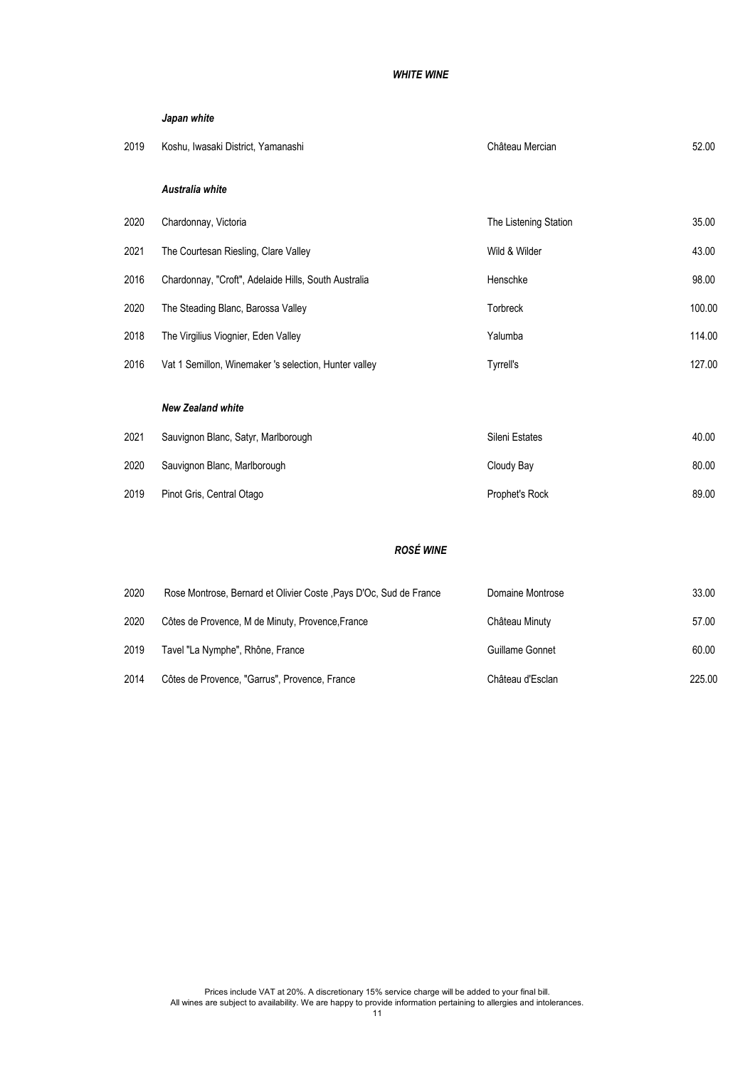## *WHITE WINE*

### *Japan white*

| | | | |
|---|---|---|---|
| 2019 | Koshu, Iwasaki District, Yamanashi | Château Mercian | 52.00 |

### *Australia white*

| | | | |
|---|---|---|---|
| 2020 | Chardonnay, Victoria | The Listening Station | 35.00 |
| 2021 | The Courtesan Riesling, Clare Valley | Wild & Wilder | 43.00 |
| 2016 | Chardonnay, "Croft", Adelaide Hills, South Australia | Henschke | 98.00 |
| 2020 | The Steading Blanc, Barossa Valley | Torbreck | 100.00 |
| 2018 | The Virgilius Viognier, Eden Valley | Yalumba | 114.00 |
| 2016 | Vat 1 Semillon, Winemaker 's selection, Hunter valley | Tyrrell's | 127.00 |

### *New Zealand white*

| | | | |
|---|---|---|---|
| 2021 | Sauvignon Blanc, Satyr, Marlborough | Sileni Estates | 40.00 |
| 2020 | Sauvignon Blanc, Marlborough | Cloudy Bay | 80.00 |
| 2019 | Pinot Gris, Central Otago | Prophet's Rock | 89.00 |

## *ROSÉ WINE*

| | | | |
|---|---|---|---|
| 2020 | Rose Montrose, Bernard et Olivier Coste ,Pays D'Oc, Sud de France | Domaine Montrose | 33.00 |
| 2020 | Côtes de Provence, M de Minuty, Provence,France | Château Minuty | 57.00 |
| 2019 | Tavel "La Nymphe", Rhône, France | Guillame Gonnet | 60.00 |
| 2014 | Côtes de Provence, "Garrus", Provence, France | Château d'Esclan | 225.00 |

Prices include VAT at 20%. A discretionary 15% service charge will be added to your final bill.
All wines are subject to availability. We are happy to provide information pertaining to allergies and intolerances.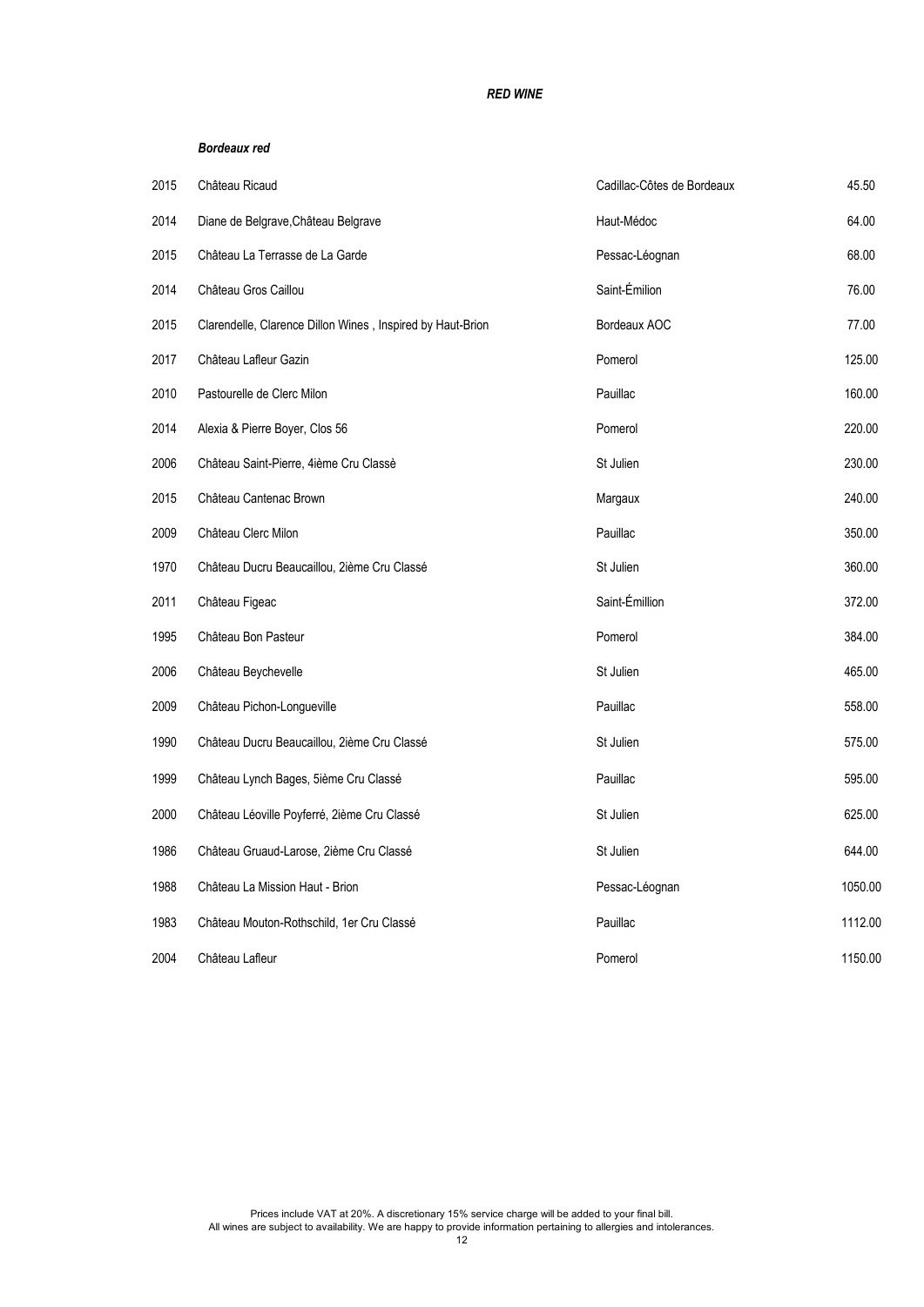# *RED WINE*

## *Bordeaux red*

| | | | |
|---|---|---|---|
| 2015 | Château Ricaud | Cadillac-Côtes de Bordeaux | 45.50 |
| 2014 | Diane de Belgrave,Château Belgrave | Haut-Médoc | 64.00 |
| 2015 | Château La Terrasse de La Garde | Pessac-Léognan | 68.00 |
| 2014 | Château Gros Caillou | Saint-Émilion | 76.00 |
| 2015 | Clarendelle, Clarence Dillon Wines , Inspired by Haut-Brion | Bordeaux AOC | 77.00 |
| 2017 | Château Lafleur Gazin | Pomerol | 125.00 |
| 2010 | Pastourelle de Clerc Milon | Pauillac | 160.00 |
| 2014 | Alexia & Pierre Boyer, Clos 56 | Pomerol | 220.00 |
| 2006 | Château Saint-Pierre, 4ième Cru Classè | St Julien | 230.00 |
| 2015 | Château Cantenac Brown | Margaux | 240.00 |
| 2009 | Château Clerc Milon | Pauillac | 350.00 |
| 1970 | Château Ducru Beaucaillou, 2ième Cru Classé | St Julien | 360.00 |
| 2011 | Château Figeac | Saint-Émillion | 372.00 |
| 1995 | Château Bon Pasteur | Pomerol | 384.00 |
| 2006 | Château Beychevelle | St Julien | 465.00 |
| 2009 | Château Pichon-Longueville | Pauillac | 558.00 |
| 1990 | Château Ducru Beaucaillou, 2ième Cru Classé | St Julien | 575.00 |
| 1999 | Château Lynch Bages, 5ième Cru Classé | Pauillac | 595.00 |
| 2000 | Château Léoville Poyferré, 2ième Cru Classé | St Julien | 625.00 |
| 1986 | Château Gruaud-Larose, 2ième Cru Classé | St Julien | 644.00 |
| 1988 | Château La Mission Haut - Brion | Pessac-Léognan | 1050.00 |
| 1983 | Château Mouton-Rothschild, 1er Cru Classé | Pauillac | 1112.00 |
| 2004 | Château Lafleur | Pomerol | 1150.00 |

Prices include VAT at 20%. A discretionary 15% service charge will be added to your final bill.
All wines are subject to availability. We are happy to provide information pertaining to allergies and intolerances.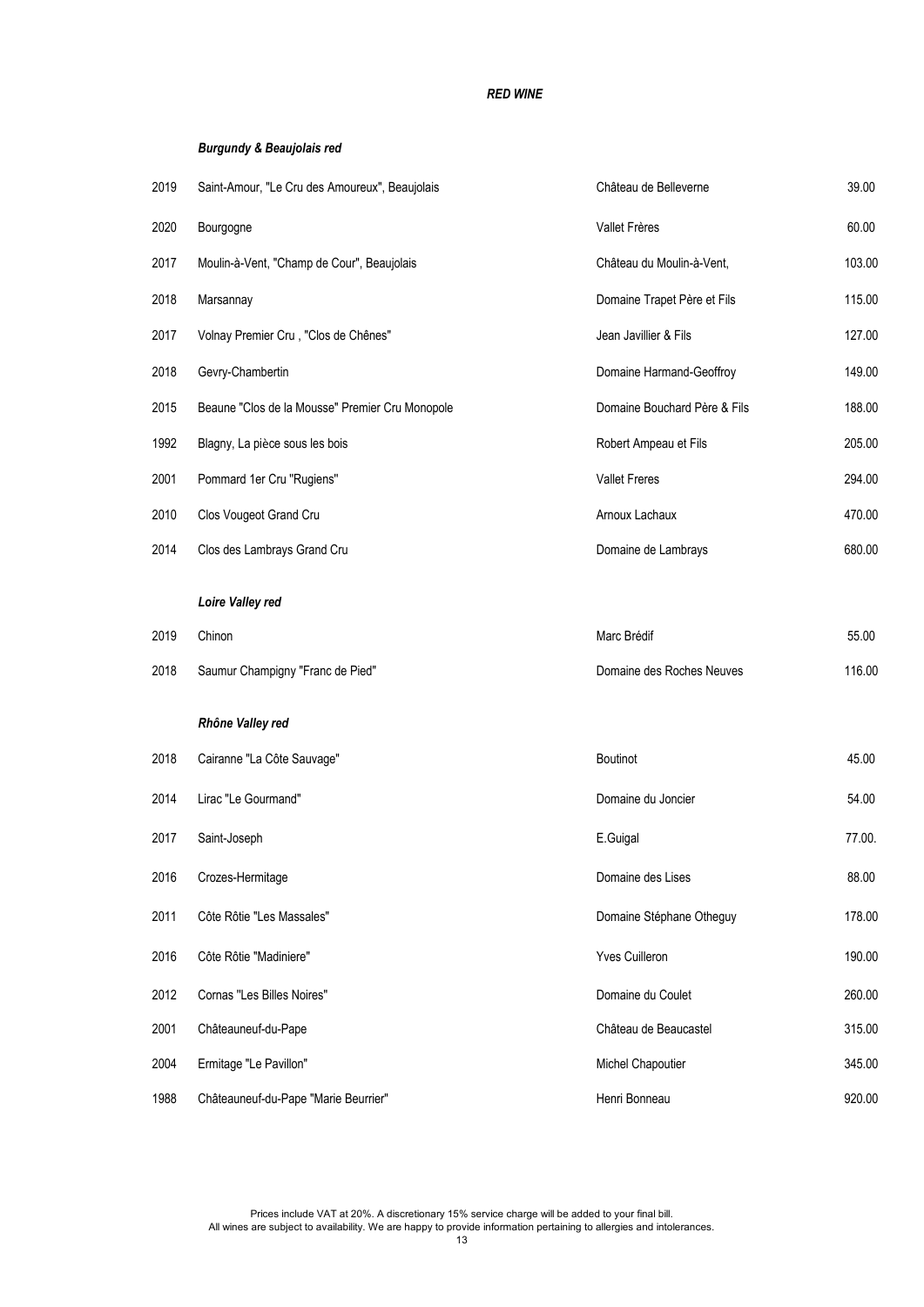## *RED WINE*

### *Burgundy & Beaujolais red*

| | | | |
|---|---|---|---|
| 2019 | Saint-Amour, "Le Cru des Amoureux", Beaujolais | Château de Belleverne | 39.00 |
| 2020 | Bourgogne | Vallet Frères | 60.00 |
| 2017 | Moulin-à-Vent, "Champ de Cour", Beaujolais | Château du Moulin-à-Vent, | 103.00 |
| 2018 | Marsannay | Domaine Trapet Père et Fils | 115.00 |
| 2017 | Volnay Premier Cru , "Clos de Chênes" | Jean Javillier & Fils | 127.00 |
| 2018 | Gevry-Chambertin | Domaine Harmand-Geoffroy | 149.00 |
| 2015 | Beaune "Clos de la Mousse" Premier Cru Monopole | Domaine Bouchard Père & Fils | 188.00 |
| 1992 | Blagny, La pièce sous les bois | Robert Ampeau et Fils | 205.00 |
| 2001 | Pommard 1er Cru "Rugiens" | Vallet Freres | 294.00 |
| 2010 | Clos Vougeot Grand Cru | Arnoux Lachaux | 470.00 |
| 2014 | Clos des Lambrays Grand Cru | Domaine de Lambrays | 680.00 |

### *Loire Valley red*

| | | | |
|---|---|---|---|
| 2019 | Chinon | Marc Brédif | 55.00 |
| 2018 | Saumur Champigny "Franc de Pied" | Domaine des Roches Neuves | 116.00 |

### *Rhône Valley red*

| | | | |
|---|---|---|---|
| 2018 | Cairanne "La Côte Sauvage" | Boutinot | 45.00 |
| 2014 | Lirac "Le Gourmand" | Domaine du Joncier | 54.00 |
| 2017 | Saint-Joseph | E.Guigal | 77.00. |
| 2016 | Crozes-Hermitage | Domaine des Lises | 88.00 |
| 2011 | Côte Rôtie "Les Massales" | Domaine Stéphane Otheguy | 178.00 |
| 2016 | Côte Rôtie "Madiniere" | Yves Cuilleron | 190.00 |
| 2012 | Cornas "Les Billes Noires" | Domaine du Coulet | 260.00 |
| 2001 | Châteauneuf-du-Pape | Château de Beaucastel | 315.00 |
| 2004 | Ermitage "Le Pavillon" | Michel Chapoutier | 345.00 |
| 1988 | Châteauneuf-du-Pape "Marie Beurrier" | Henri Bonneau | 920.00 |

Prices include VAT at 20%. A discretionary 15% service charge will be added to your final bill.
All wines are subject to availability. We are happy to provide information pertaining to allergies and intolerances.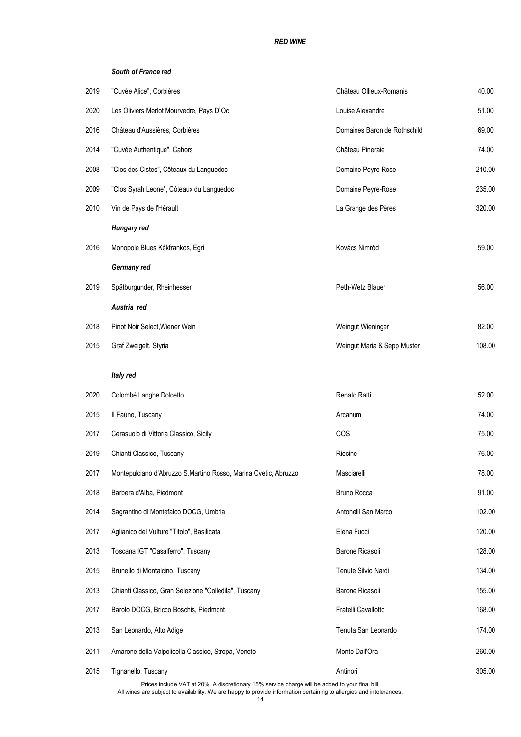# *RED WINE*

## *South of France red*

| | | | |
|---|---|---|---|
| 2019 | "Cuvée Alice", Corbières | Château Ollieux-Romanis | 40.00 |
| 2020 | Les Oliviers Merlot Mourvedre, Pays D`Oc | Louise Alexandre | 51.00 |
| 2016 | Château d'Aussières, Corbières | Domaines Baron de Rothschild | 69.00 |
| 2014 | "Cuvée Authentique", Cahors | Château Pineraie | 74.00 |
| 2008 | "Clos des Cistes", Côteaux du Languedoc | Domaine Peyre-Rose | 210.00 |
| 2009 | "Clos Syrah Leone", Côteaux du Languedoc | Domaine Peyre-Rose | 235.00 |
| 2010 | Vin de Pays de l'Hérault | La Grange des Pères | 320.00 |

## *Hungary red*

| | | | |
|---|---|---|---|
| 2016 | Monopole Blues Kékfrankos, Egri | Kovács Nimród | 59.00 |

## *Germany red*

| | | | |
|---|---|---|---|
| 2019 | Spätburgunder, Rheinhessen | Peth-Wetz Blauer | 56.00 |

## *Austria red*

| | | | |
|---|---|---|---|
| 2018 | Pinot Noir Select,Wiener Wein | Weingut Wieninger | 82.00 |
| 2015 | Graf Zweigelt, Styria | Weingut Maria & Sepp Muster | 108.00 |

## *Italy red*

| | | | |
|---|---|---|---|
| 2020 | Colombé Langhe Dolcetto | Renato Ratti | 52.00 |
| 2015 | Il Fauno, Tuscany | Arcanum | 74.00 |
| 2017 | Cerasuolo di Vittoria Classico, Sicily | COS | 75.00 |
| 2019 | Chianti Classico, Tuscany | Riecine | 76.00 |
| 2017 | Montepulciano d'Abruzzo S.Martino Rosso, Marina Cvetic, Abruzzo | Masciarelli | 78.00 |
| 2018 | Barbera d'Alba, Piedmont | Bruno Rocca | 91.00 |
| 2014 | Sagrantino di Montefalco DOCG, Umbria | Antonelli San Marco | 102.00 |
| 2017 | Aglianico del Vulture "Titolo", Basilicata | Elena Fucci | 120.00 |
| 2013 | Toscana IGT "Casalferro", Tuscany | Barone Ricasoli | 128.00 |
| 2015 | Brunello di Montalcino, Tuscany | Tenute Silvio Nardi | 134.00 |
| 2013 | Chianti Classico, Gran Selezione "Colledila", Tuscany | Barone Ricasoli | 155.00 |
| 2017 | Barolo DOCG, Bricco Boschis, Piedmont | Fratelli Cavallotto | 168.00 |
| 2013 | San Leonardo, Alto Adige | Tenuta San Leonardo | 174.00 |
| 2011 | Amarone della Valpolicella Classico, Stropa, Veneto | Monte Dall'Ora | 260.00 |
| 2015 | Tignanello, Tuscany | Antinori | 305.00 |

Prices include VAT at 20%. A discretionary 15% service charge will be added to your final bill.
All wines are subject to availability. We are happy to provide information pertaining to allergies and intolerances.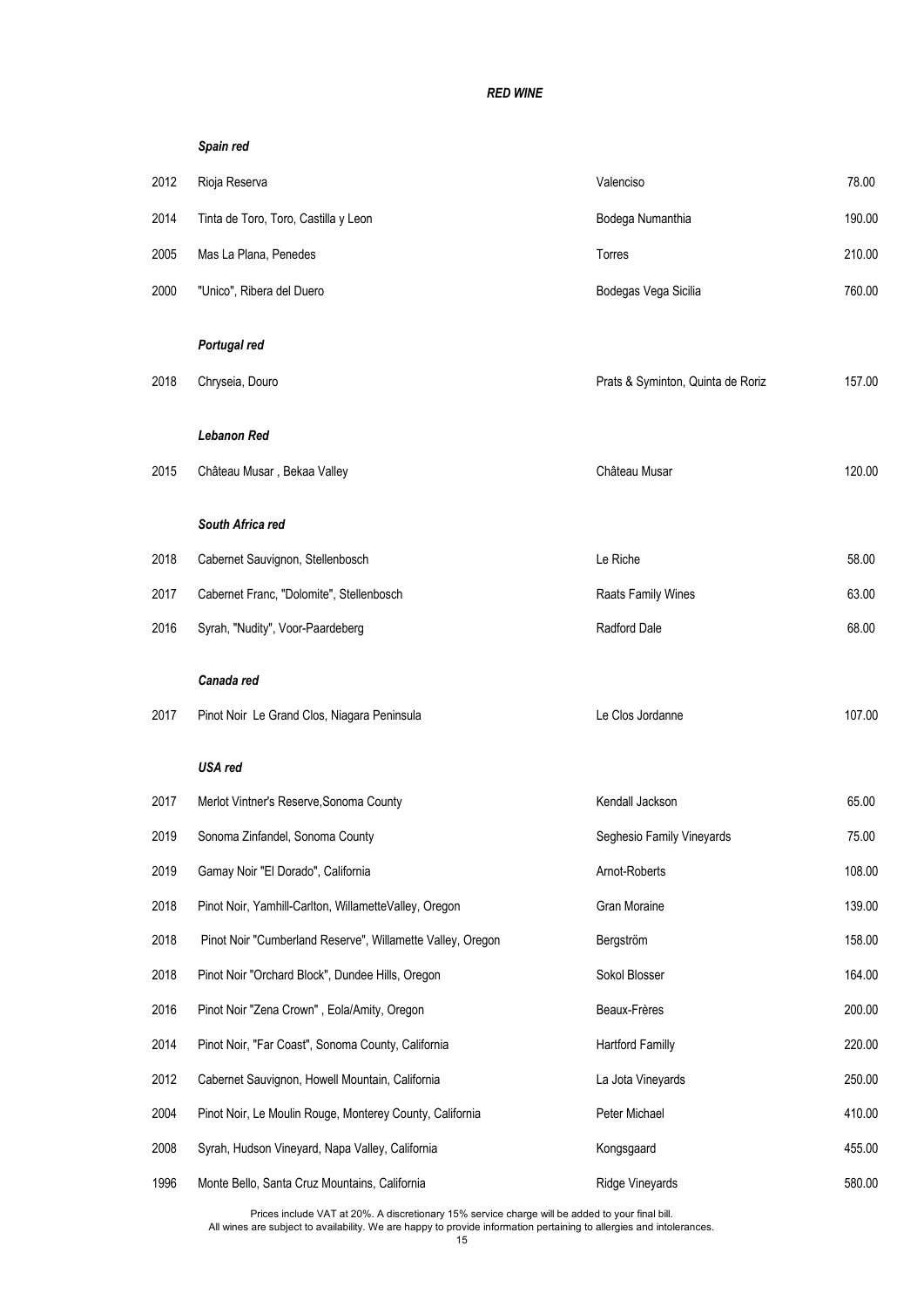# *RED WINE*

## *Spain red*

| | | | |
|---|---|---|---|
| 2012 | Rioja Reserva | Valenciso | 78.00 |
| 2014 | Tinta de Toro, Toro, Castilla y Leon | Bodega Numanthia | 190.00 |
| 2005 | Mas La Plana, Penedes | Torres | 210.00 |
| 2000 | "Unico", Ribera del Duero | Bodegas Vega Sicilia | 760.00 |

## *Portugal red*

| | | | |
|---|---|---|---|
| 2018 | Chryseia, Douro | Prats & Symington, Quinta de Roriz | 157.00 |

## *Lebanon Red*

| | | | |
|---|---|---|---|
| 2015 | Château Musar , Bekaa Valley | Château Musar | 120.00 |

## *South Africa red*

| | | | |
|---|---|---|---|
| 2018 | Cabernet Sauvignon, Stellenbosch | Le Riche | 58.00 |
| 2017 | Cabernet Franc, "Dolomite", Stellenbosch | Raats Family Wines | 63.00 |
| 2016 | Syrah, "Nudity", Voor-Paardeberg | Radford Dale | 68.00 |

## *Canada red*

| | | | |
|---|---|---|---|
| 2017 | Pinot Noir Le Grand Clos, Niagara Peninsula | Le Clos Jordanne | 107.00 |

## *USA red*

| | | | |
|---|---|---|---|
| 2017 | Merlot Vintner's Reserve,Sonoma County | Kendall Jackson | 65.00 |
| 2019 | Sonoma Zinfandel, Sonoma County | Seghesio Family Vineyards | 75.00 |
| 2019 | Gamay Noir "El Dorado", California | Arnot-Roberts | 108.00 |
| 2018 | Pinot Noir, Yamhill-Carlton, WillametteValley, Oregon | Gran Moraine | 139.00 |
| 2018 | Pinot Noir "Cumberland Reserve", Willamette Valley, Oregon | Bergström | 158.00 |
| 2018 | Pinot Noir "Orchard Block", Dundee Hills, Oregon | Sokol Blosser | 164.00 |
| 2016 | Pinot Noir "Zena Crown" , Eola/Amity, Oregon | Beaux-Frères | 200.00 |
| 2014 | Pinot Noir, "Far Coast", Sonoma County, California | Hartford Familly | 220.00 |
| 2012 | Cabernet Sauvignon, Howell Mountain, California | La Jota Vineyards | 250.00 |
| 2004 | Pinot Noir, Le Moulin Rouge, Monterey County, California | Peter Michael | 410.00 |
| 2008 | Syrah, Hudson Vineyard, Napa Valley, California | Kongsgaard | 455.00 |
| 1996 | Monte Bello, Santa Cruz Mountains, California | Ridge Vineyards | 580.00 |

Prices include VAT at 20%. A discretionary 15% service charge will be added to your final bill.
All wines are subject to availability. We are happy to provide information pertaining to allergies and intolerances.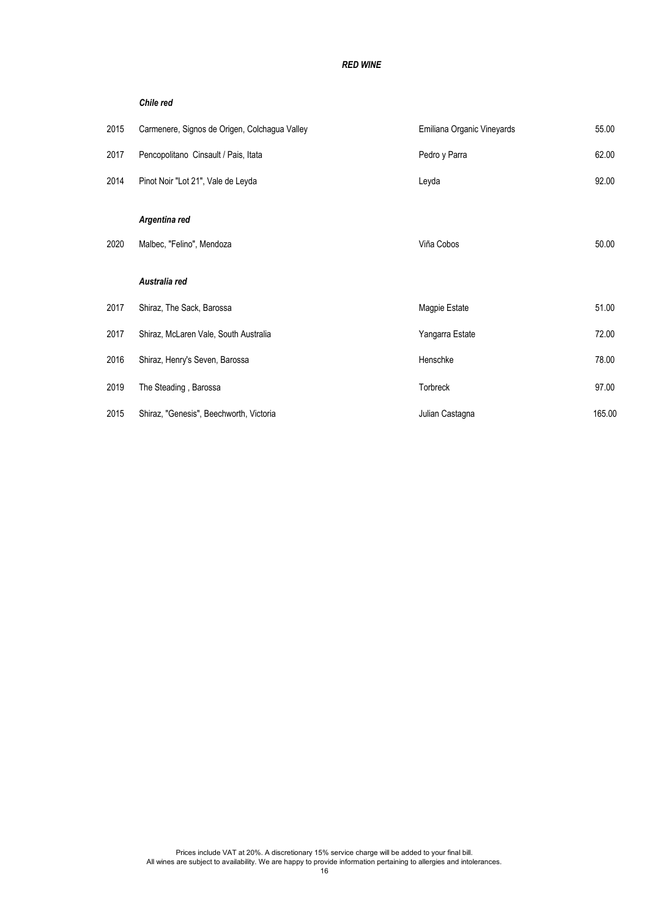# *RED WINE*

### *Chile red*

| | | | |
|---|---|---|---|
| 2015 | Carmenere, Signos de Origen, Colchagua Valley | Emiliana Organic Vineyards | 55.00 |
| 2017 | Pencopolitano Cinsault / Pais, Itata | Pedro y Parra | 62.00 |
| 2014 | Pinot Noir "Lot 21", Vale de Leyda | Leyda | 92.00 |

### *Argentina red*

| | | | |
|---|---|---|---|
| 2020 | Malbec, "Felino", Mendoza | Viña Cobos | 50.00 |

### *Australia red*

| | | | |
|---|---|---|---|
| 2017 | Shiraz, The Sack, Barossa | Magpie Estate | 51.00 |
| 2017 | Shiraz, McLaren Vale, South Australia | Yangarra Estate | 72.00 |
| 2016 | Shiraz, Henry's Seven, Barossa | Henschke | 78.00 |
| 2019 | The Steading , Barossa | Torbreck | 97.00 |
| 2015 | Shiraz, "Genesis", Beechworth, Victoria | Julian Castagna | 165.00 |

Prices include VAT at 20%. A discretionary 15% service charge will be added to your final bill.
All wines are subject to availability. We are happy to provide information pertaining to allergies and intolerances.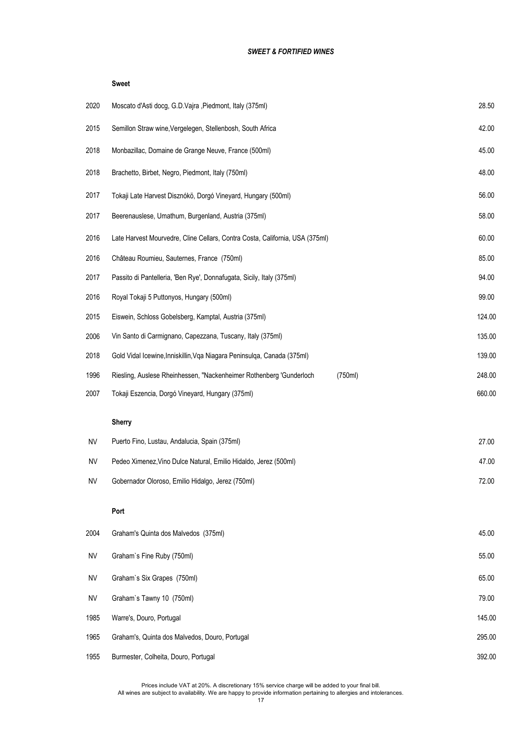## *SWEET & FORTIFIED WINES*

### Sweet

| | | |
|---|---|---|
| 2020 | Moscato d'Asti docg, G.D.Vajra ,Piedmont, Italy (375ml) | 28.50 |
| 2015 | Semillon Straw wine,Vergelegen, Stellenbosh, South Africa | 42.00 |
| 2018 | Monbazillac, Domaine de Grange Neuve, France (500ml) | 45.00 |
| 2018 | Brachetto, Birbet, Negro, Piedmont, Italy (750ml) | 48.00 |
| 2017 | Tokaji Late Harvest Disznókö, Dorgó Vineyard, Hungary (500ml) | 56.00 |
| 2017 | Beerenauslese, Umathum, Burgenland, Austria (375ml) | 58.00 |
| 2016 | Late Harvest Mourvedre, Cline Cellars, Contra Costa, California, USA (375ml) | 60.00 |
| 2016 | Château Roumieu, Sauternes, France (750ml) | 85.00 |
| 2017 | Passito di Pantelleria, 'Ben Rye', Donnafugata, Sicily, Italy (375ml) | 94.00 |
| 2016 | Royal Tokaji 5 Puttonyos, Hungary (500ml) | 99.00 |
| 2015 | Eiswein, Schloss Gobelsberg, Kamptal, Austria (375ml) | 124.00 |
| 2006 | Vin Santo di Carmignano, Capezzana, Tuscany, Italy (375ml) | 135.00 |
| 2018 | Gold Vidal Icewine,Inniskillin,Vqa Niagara Peninsulqa, Canada (375ml) | 139.00 |
| 1996 | Riesling, Auslese Rheinhessen, "Nackenheimer Rothenberg 'Gunderloch (750ml) | 248.00 |
| 2007 | Tokaji Eszencia, Dorgó Vineyard, Hungary (375ml) | 660.00 |

### Sherry

| | | |
|---|---|---|
| NV | Puerto Fino, Lustau, Andalucia, Spain (375ml) | 27.00 |
| NV | Pedeo Ximenez,Vino Dulce Natural, Emilio Hidaldo, Jerez (500ml) | 47.00 |
| NV | Gobernador Oloroso, Emilio Hidalgo, Jerez (750ml) | 72.00 |

### Port

| | | |
|---|---|---|
| 2004 | Graham's Quinta dos Malvedos (375ml) | 45.00 |
| NV | Graham`s Fine Ruby (750ml) | 55.00 |
| NV | Graham`s Six Grapes (750ml) | 65.00 |
| NV | Graham`s Tawny 10 (750ml) | 79.00 |
| 1985 | Warre's, Douro, Portugal | 145.00 |
| 1965 | Graham's, Quinta dos Malvedos, Douro, Portugal | 295.00 |
| 1955 | Burmester, Colheita, Douro, Portugal | 392.00 |

Prices include VAT at 20%. A discretionary 15% service charge will be added to your final bill.
All wines are subject to availability. We are happy to provide information pertaining to allergies and intolerances.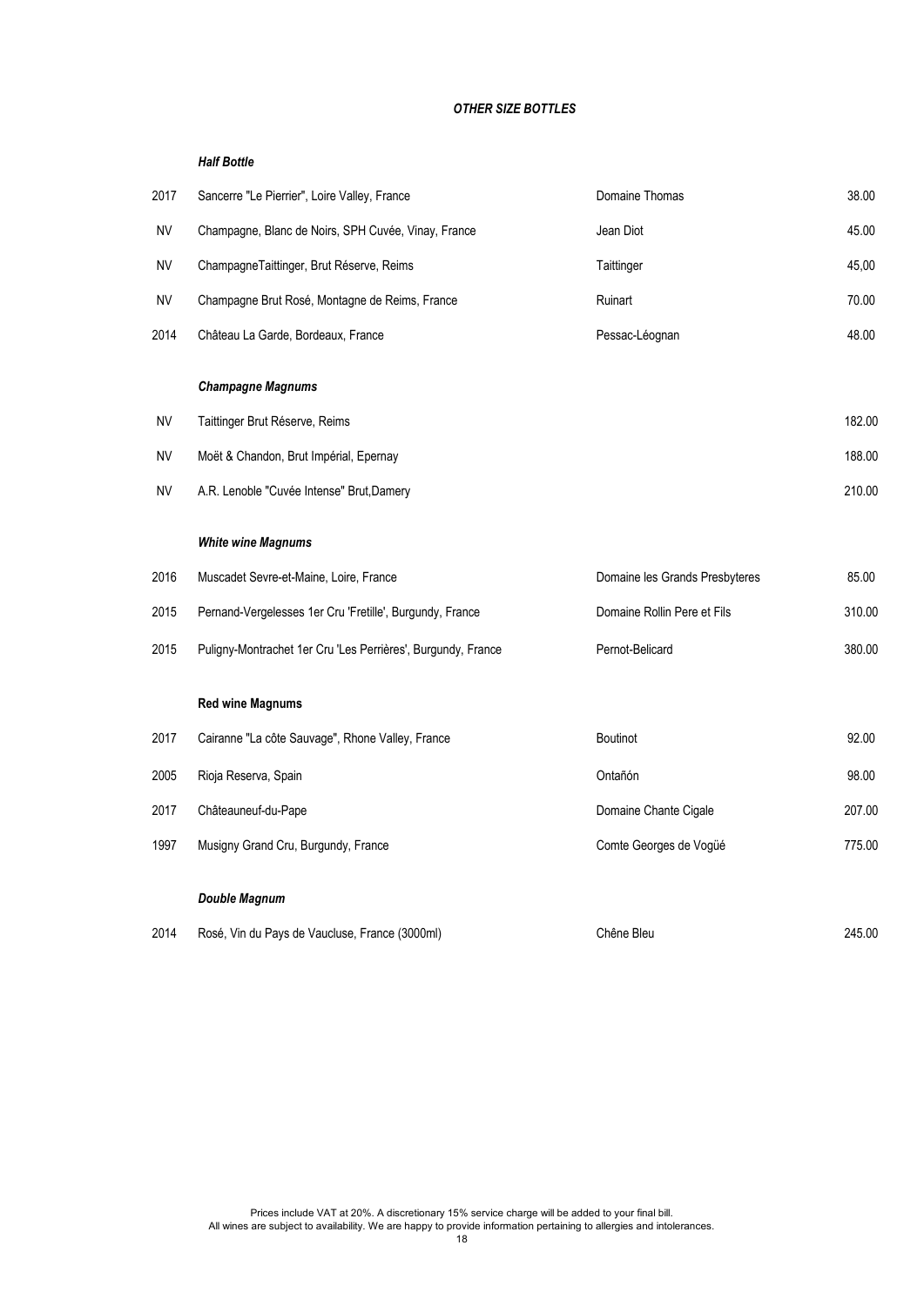### *OTHER SIZE BOTTLES*

#### *Half Bottle*

| | | | |
|---|---|---|---|
| 2017 | Sancerre "Le Pierrier", Loire Valley, France | Domaine Thomas | 38.00 |
| NV | Champagne, Blanc de Noirs, SPH Cuvée, Vinay, France | Jean Diot | 45.00 |
| NV | ChampagneTaittinger, Brut Réserve, Reims | Taittinger | 45,00 |
| NV | Champagne Brut Rosé, Montagne de Reims, France | Ruinart | 70.00 |
| 2014 | Château La Garde, Bordeaux, France | Pessac-Léognan | 48.00 |

#### *Champagne Magnums*

| | | | |
|---|---|---|---|
| NV | Taittinger Brut Réserve, Reims | | 182.00 |
| NV | Moët & Chandon, Brut Impérial, Epernay | | 188.00 |
| NV | A.R. Lenoble "Cuvée Intense" Brut,Damery | | 210.00 |

#### *White wine Magnums*

| | | | |
|---|---|---|---|
| 2016 | Muscadet Sevre-et-Maine, Loire, France | Domaine les Grands Presbyteres | 85.00 |
| 2015 | Pernand-Vergelesses 1er Cru 'Fretille', Burgundy, France | Domaine Rollin Pere et Fils | 310.00 |
| 2015 | Puligny-Montrachet 1er Cru 'Les Perrières', Burgundy, France | Pernot-Belicard | 380.00 |

#### **Red wine Magnums**

| | | | |
|---|---|---|---|
| 2017 | Cairanne "La côte Sauvage", Rhone Valley, France | Boutinot | 92.00 |
| 2005 | Rioja Reserva, Spain | Ontañón | 98.00 |
| 2017 | Châteauneuf-du-Pape | Domaine Chante Cigale | 207.00 |
| 1997 | Musigny Grand Cru, Burgundy, France | Comte Georges de Vogüé | 775.00 |

#### *Double Magnum*

| | | | |
|---|---|---|---|
| 2014 | Rosé, Vin du Pays de Vaucluse, France (3000ml) | Chêne Bleu | 245.00 |

Prices include VAT at 20%. A discretionary 15% service charge will be added to your final bill.
All wines are subject to availability. We are happy to provide information pertaining to allergies and intolerances.